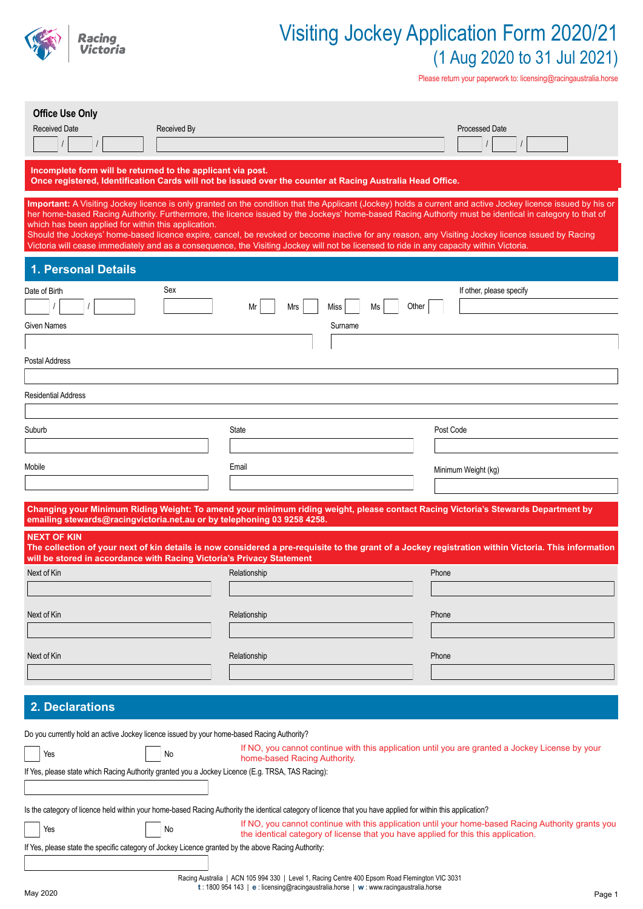Racing Victoria

# Visiting Jockey Application Form 2020/21

## (1 Aug 2020 to 31 Jul 2021)

Please return your paperwork to: licensing@racingaustralia.horse

**Office Use Only**

Received Date \_\_ / \_\_ / \_\_ Received By \_\_\_\_\_\_ Processed Date \_\_ / \_\_ / \_\_

**Incomplete form will be returned to the applicant via post.**
**Once registered, Identification Cards will not be issued over the counter at Racing Australia Head Office.**

**Important:** A Visiting Jockey licence is only granted on the condition that the Applicant (Jockey) holds a current and active Jockey licence issued by his or her home-based Racing Authority. Furthermore, the licence issued by the Jockeys' home-based Racing Authority must be identical in category to that of which has been applied for within this application.
Should the Jockeys' home-based licence expire, cancel, be revoked or become inactive for any reason, any Visiting Jockey licence issued by Racing Victoria will cease immediately and as a consequence, the Visiting Jockey will not be licensed to ride in any capacity within Victoria.

## 1. Personal Details

Date of Birth \_\_ / \_\_ / \_\_

Sex

Mr ☐ Mrs ☐ Miss ☐ Ms ☐ Other ☐

If other, please specify

Given Names

Surname

Postal Address

Residential Address

Suburb

State

Post Code

Mobile

Email

Minimum Weight (kg)

**Changing your Minimum Riding Weight: To amend your minimum riding weight, please contact Racing Victoria's Stewards Department by emailing stewards@racingvictoria.net.au or by telephoning 03 9258 4258.**

**NEXT OF KIN**
**The collection of your next of kin details is now considered a pre-requisite to the grant of a Jockey registration within Victoria. This information will be stored in accordance with Racing Victoria's Privacy Statement**

| Next of Kin | Relationship | Phone |
|---|---|---|
| | | |
| | | |
| | | |

## 2. Declarations

Do you currently hold an active Jockey licence issued by your home-based Racing Authority?

☐ Yes ☐ No

If NO, you cannot continue with this application until you are granted a Jockey License by your home-based Racing Authority.

If Yes, please state which Racing Authority granted you a Jockey Licence (E.g. TRSA, TAS Racing):

Is the category of licence held within your home-based Racing Authority the identical category of licence that you have applied for within this application?

☐ Yes ☐ No

If NO, you cannot continue with this application until your home-based Racing Authority grants you the identical category of license that you have applied for this this application.

If Yes, please state the specific category of Jockey Licence granted by the above Racing Authority:

Racing Australia | ACN 105 994 330 | Level 1, Racing Centre 400 Epsom Road Flemington VIC 3031
**t** : 1800 954 143 | **e** : licensing@racingaustralia.horse | **w** : www.racingaustralia.horse

May 2020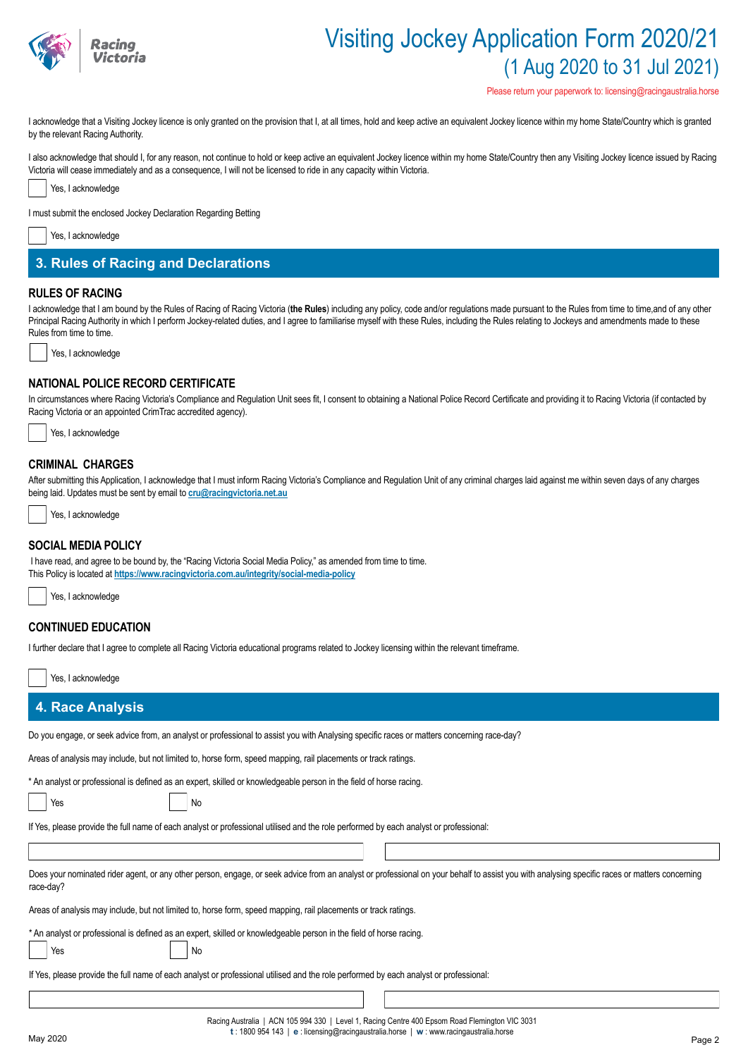I acknowledge that a Visiting Jockey licence is only granted on the provision that I, at all times, hold and keep active an equivalent Jockey licence within my home State/Country which is granted by the relevant Racing Authority.

I also acknowledge that should I, for any reason, not continue to hold or keep active an equivalent Jockey licence within my home State/Country then any Visiting Jockey licence issued by Racing Victoria will cease immediately and as a consequence, I will not be licensed to ride in any capacity within Victoria.

☐ Yes, I acknowledge

I must submit the enclosed Jockey Declaration Regarding Betting

☐ Yes, I acknowledge

## 3. Rules of Racing and Declarations

### RULES OF RACING

I acknowledge that I am bound by the Rules of Racing of Racing Victoria (**the Rules**) including any policy, code and/or regulations made pursuant to the Rules from time to time,and of any other Principal Racing Authority in which I perform Jockey-related duties, and I agree to familiarise myself with these Rules, including the Rules relating to Jockeys and amendments made to these Rules from time to time.

☐ Yes, I acknowledge

### NATIONAL POLICE RECORD CERTIFICATE

In circumstances where Racing Victoria's Compliance and Regulation Unit sees fit, I consent to obtaining a National Police Record Certificate and providing it to Racing Victoria (if contacted by Racing Victoria or an appointed CrimTrac accredited agency).

☐ Yes, I acknowledge

### CRIMINAL CHARGES

After submitting this Application, I acknowledge that I must inform Racing Victoria's Compliance and Regulation Unit of any criminal charges laid against me within seven days of any charges being laid. Updates must be sent by email to **cru@racingvictoria.net.au**

☐ Yes, I acknowledge

### SOCIAL MEDIA POLICY

I have read, and agree to be bound by, the "Racing Victoria Social Media Policy," as amended from time to time.
This Policy is located at **https://www.racingvictoria.com.au/integrity/social-media-policy**

☐ Yes, I acknowledge

### CONTINUED EDUCATION

I further declare that I agree to complete all Racing Victoria educational programs related to Jockey licensing within the relevant timeframe.

☐ Yes, I acknowledge

## 4. Race Analysis

Do you engage, or seek advice from, an analyst or professional to assist you with Analysing specific races or matters concerning race-day?

Areas of analysis may include, but not limited to, horse form, speed mapping, rail placements or track ratings.

* An analyst or professional is defined as an expert, skilled or knowledgeable person in the field of horse racing.

☐ Yes ☐ No

If Yes, please provide the full name of each analyst or professional utilised and the role performed by each analyst or professional:

| | |
|---|---|
| | |

Does your nominated rider agent, or any other person, engage, or seek advice from an analyst or professional on your behalf to assist you with analysing specific races or matters concerning race-day?

Areas of analysis may include, but not limited to, horse form, speed mapping, rail placements or track ratings.

* An analyst or professional is defined as an expert, skilled or knowledgeable person in the field of horse racing.

☐ Yes ☐ No

If Yes, please provide the full name of each analyst or professional utilised and the role performed by each analyst or professional:

| | |
|---|---|
| | |

Racing Australia | ACN 105 994 330 | Level 1, Racing Centre 400 Epsom Road Flemington VIC 3031
**t** : 1800 954 143 | **e** : licensing@racingaustralia.horse | **w** : www.racingaustralia.horse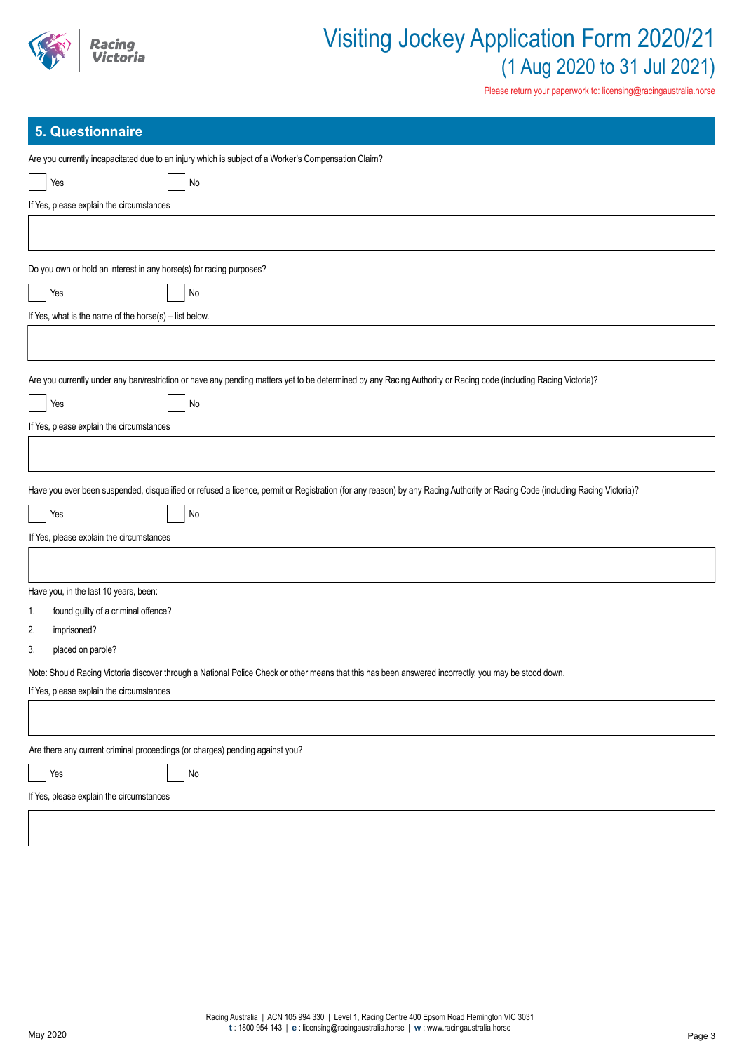## 5. Questionnaire

Are you currently incapacitated due to an injury which is subject of a Worker's Compensation Claim?

☐ Yes ☐ No

If Yes, please explain the circumstances

Do you own or hold an interest in any horse(s) for racing purposes?

☐ Yes ☐ No

If Yes, what is the name of the horse(s) – list below.

Are you currently under any ban/restriction or have any pending matters yet to be determined by any Racing Authority or Racing code (including Racing Victoria)?

☐ Yes ☐ No

If Yes, please explain the circumstances

Have you ever been suspended, disqualified or refused a licence, permit or Registration (for any reason) by any Racing Authority or Racing Code (including Racing Victoria)?

☐ Yes ☐ No

If Yes, please explain the circumstances

Have you, in the last 10 years, been:

1. found guilty of a criminal offence?
2. imprisoned?
3. placed on parole?

Note: Should Racing Victoria discover through a National Police Check or other means that this has been answered incorrectly, you may be stood down.

If Yes, please explain the circumstances

Are there any current criminal proceedings (or charges) pending against you?

☐ Yes ☐ No

If Yes, please explain the circumstances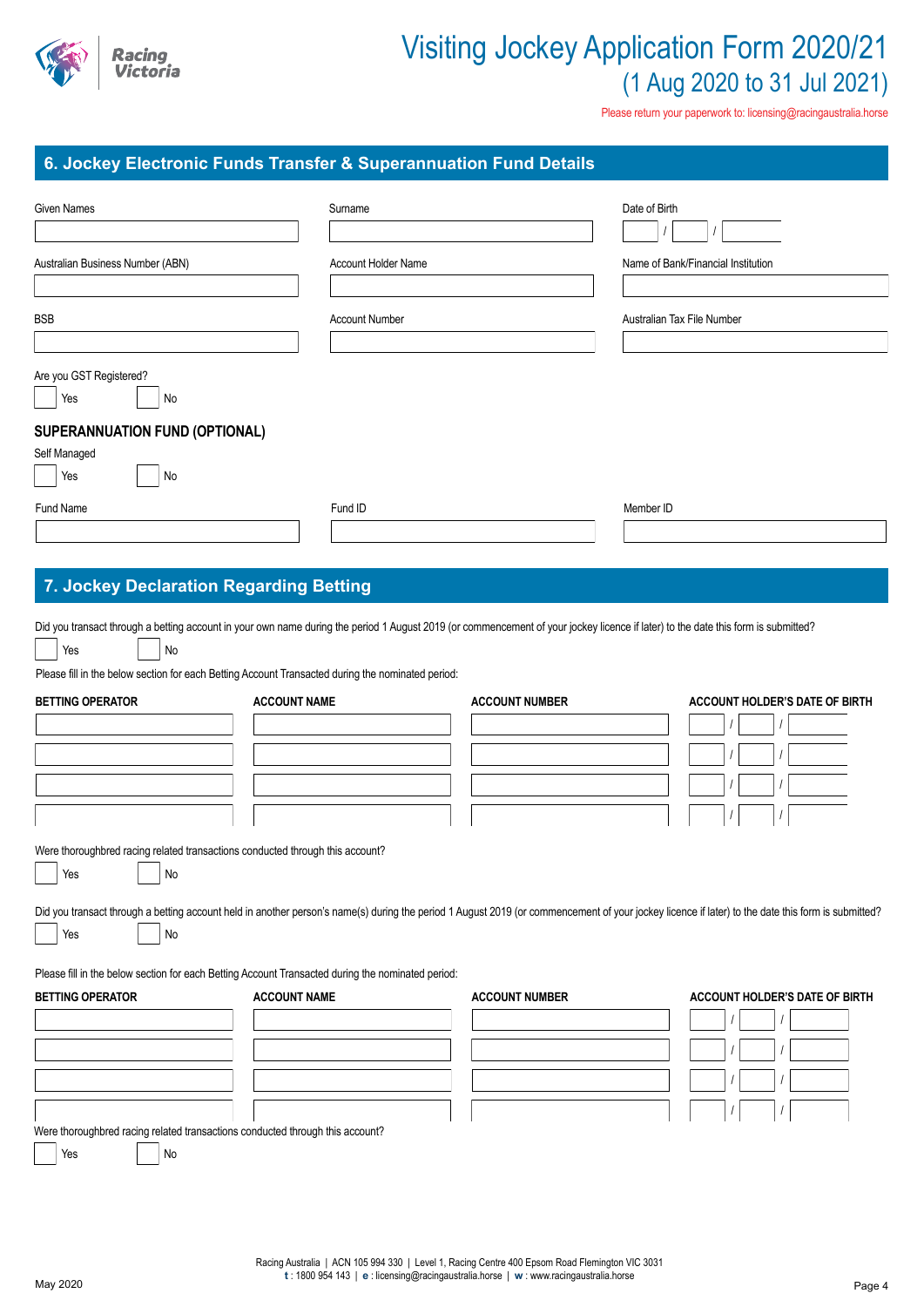# Visiting Jockey Application Form 2020/21

## (1 Aug 2020 to 31 Jul 2021)

Please return your paperwork to: licensing@racingaustralia.horse

## 6. Jockey Electronic Funds Transfer & Superannuation Fund Details

| Given Names | Surname | Date of Birth |
|---|---|---|
| | | / / |

| Australian Business Number (ABN) | Account Holder Name | Name of Bank/Financial Institution |
|---|---|---|
| | | |

| BSB | Account Number | Australian Tax File Number |
|---|---|---|
| | | |

Are you GST Registered?

☐ Yes ☐ No

### SUPERANNUATION FUND (OPTIONAL)

Self Managed

☐ Yes ☐ No

| Fund Name | Fund ID | Member ID |
|---|---|---|
| | | |

## 7. Jockey Declaration Regarding Betting

Did you transact through a betting account in your own name during the period 1 August 2019 (or commencement of your jockey licence if later) to the date this form is submitted?

☐ Yes ☐ No

Please fill in the below section for each Betting Account Transacted during the nominated period:

| BETTING OPERATOR | ACCOUNT NAME | ACCOUNT NUMBER | ACCOUNT HOLDER'S DATE OF BIRTH |
|---|---|---|---|
| | | | / / |
| | | | / / |
| | | | / / |
| | | | / / |

Were thoroughbred racing related transactions conducted through this account?

☐ Yes ☐ No

Did you transact through a betting account held in another person's name(s) during the period 1 August 2019 (or commencement of your jockey licence if later) to the date this form is submitted?

☐ Yes ☐ No

Please fill in the below section for each Betting Account Transacted during the nominated period:

| BETTING OPERATOR | ACCOUNT NAME | ACCOUNT NUMBER | ACCOUNT HOLDER'S DATE OF BIRTH |
|---|---|---|---|
| | | | / / |
| | | | / / |
| | | | / / |
| | | | / / |

Were thoroughbred racing related transactions conducted through this account?

☐ Yes ☐ No

Racing Australia | ACN 105 994 330 | Level 1, Racing Centre 400 Epsom Road Flemington VIC 3031
t : 1800 954 143 | e : licensing@racingaustralia.horse | w : www.racingaustralia.horse

May 2020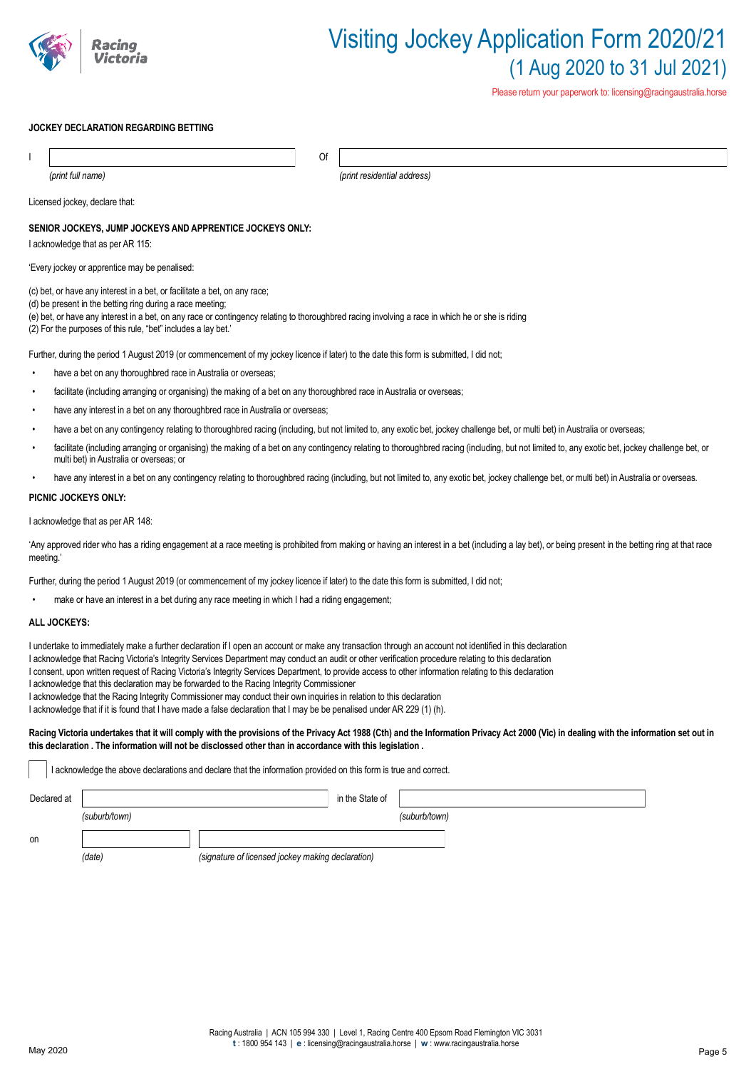# Visiting Jockey Application Form 2020/21
## (1 Aug 2020 to 31 Jul 2021)

Please return your paperwork to: licensing@racingaustralia.horse

**JOCKEY DECLARATION REGARDING BETTING**

I ______________________ Of ______________________

*(print full name)* *(print residential address)*

Licensed jockey, declare that:

**SENIOR JOCKEYS, JUMP JOCKEYS AND APPRENTICE JOCKEYS ONLY:**

I acknowledge that as per AR 115:

'Every jockey or apprentice may be penalised:

(c) bet, or have any interest in a bet, or facilitate a bet, on any race;
(d) be present in the betting ring during a race meeting;
(e) bet, or have any interest in a bet, on any race or contingency relating to thoroughbred racing involving a race in which he or she is riding
(2) For the purposes of this rule, "bet" includes a lay bet.'

Further, during the period 1 August 2019 (or commencement of my jockey licence if later) to the date this form is submitted, I did not;

- have a bet on any thoroughbred race in Australia or overseas;
- facilitate (including arranging or organising) the making of a bet on any thoroughbred race in Australia or overseas;
- have any interest in a bet on any thoroughbred race in Australia or overseas;
- have a bet on any contingency relating to thoroughbred racing (including, but not limited to, any exotic bet, jockey challenge bet, or multi bet) in Australia or overseas;
- facilitate (including arranging or organising) the making of a bet on any contingency relating to thoroughbred racing (including, but not limited to, any exotic bet, jockey challenge bet, or multi bet) in Australia or overseas; or
- have any interest in a bet on any contingency relating to thoroughbred racing (including, but not limited to, any exotic bet, jockey challenge bet, or multi bet) in Australia or overseas.

**PICNIC JOCKEYS ONLY:**

I acknowledge that as per AR 148:

'Any approved rider who has a riding engagement at a race meeting is prohibited from making or having an interest in a bet (including a lay bet), or being present in the betting ring at that race meeting.'

Further, during the period 1 August 2019 (or commencement of my jockey licence if later) to the date this form is submitted, I did not;

- make or have an interest in a bet during any race meeting in which I had a riding engagement;

**ALL JOCKEYS:**

I undertake to immediately make a further declaration if I open an account or make any transaction through an account not identified in this declaration
I acknowledge that Racing Victoria's Integrity Services Department may conduct an audit or other verification procedure relating to this declaration
I consent, upon written request of Racing Victoria's Integrity Services Department, to provide access to other information relating to this declaration
I acknowledge that this declaration may be forwarded to the Racing Integrity Commissioner
I acknowledge that the Racing Integrity Commissioner may conduct their own inquiries in relation to this declaration
I acknowledge that if it is found that I have made a false declaration that I may be be penalised under AR 229 (1) (h).

**Racing Victoria undertakes that it will comply with the provisions of the Privacy Act 1988 (Cth) and the Information Privacy Act 2000 (Vic) in dealing with the information set out in this declaration . The information will not be disclossed other than in accordance with this legislation .**

☐ I acknowledge the above declarations and declare that the information provided on this form is true and correct.

Declared at ______________________ in the State of ______________________

*(suburb/town)* *(suburb/town)*

on ______________ ______________________

*(date)* *(signature of licensed jockey making declaration)*

Racing Australia | ACN 105 994 330 | Level 1, Racing Centre 400 Epsom Road Flemington VIC 3031
**t** : 1800 954 143 | **e** : licensing@racingaustralia.horse | **w** : www.racingaustralia.horse

May 2020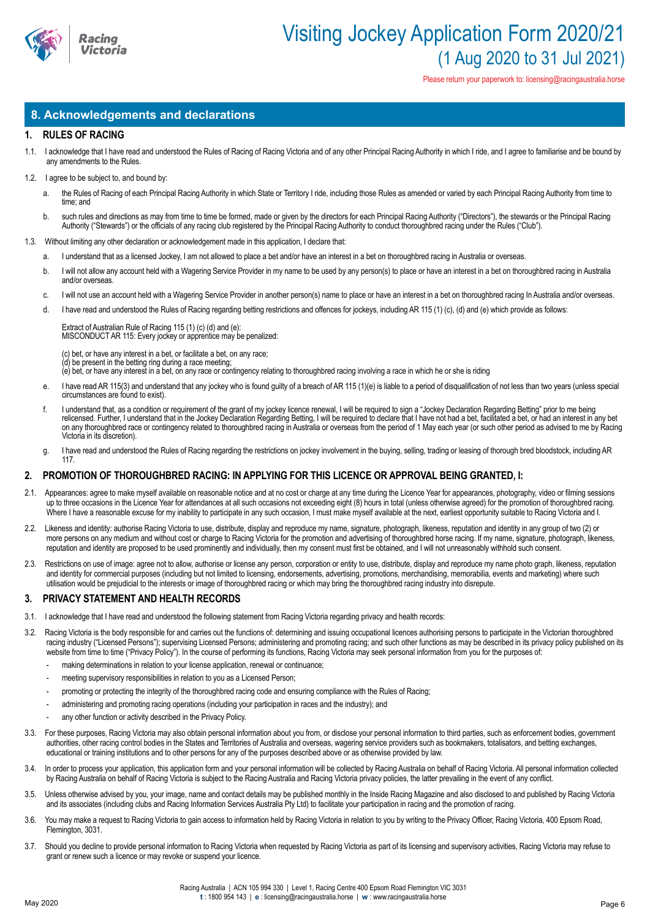# Visiting Jockey Application Form 2020/21

## (1 Aug 2020 to 31 Jul 2021)

Please return your paperwork to: licensing@racingaustralia.horse

## 8. Acknowledgements and declarations

### 1. RULES OF RACING

1.1. I acknowledge that I have read and understood the Rules of Racing of Racing Victoria and of any other Principal Racing Authority in which I ride, and I agree to familiarise and be bound by any amendments to the Rules.

1.2. I agree to be subject to, and bound by:

a. the Rules of Racing of each Principal Racing Authority in which State or Territory I ride, including those Rules as amended or varied by each Principal Racing Authority from time to time; and

b. such rules and directions as may from time to time be formed, made or given by the directors for each Principal Racing Authority ("Directors"), the stewards or the Principal Racing Authority ("Stewards") or the officials of any racing club registered by the Principal Racing Authority to conduct thoroughbred racing under the Rules ("Club").

1.3. Without limiting any other declaration or acknowledgement made in this application, I declare that:

a. I understand that as a licensed Jockey, I am not allowed to place a bet and/or have an interest in a bet on thoroughbred racing in Australia or overseas.

b. I will not allow any account held with a Wagering Service Provider in my name to be used by any person(s) to place or have an interest in a bet on thoroughbred racing in Australia and/or overseas.

c. I will not use an account held with a Wagering Service Provider in another person(s) name to place or have an interest in a bet on thoroughbred racing In Australia and/or overseas.

d. I have read and understood the Rules of Racing regarding betting restrictions and offences for jockeys, including AR 115 (1) (c), (d) and (e) which provide as follows:

Extract of Australian Rule of Racing 115 (1) (c) (d) and (e):
MISCONDUCT AR 115: Every jockey or apprentice may be penalized:

(c) bet, or have any interest in a bet, or facilitate a bet, on any race;
(d) be present in the betting ring during a race meeting;
(e) bet, or have any interest in a bet, on any race or contingency relating to thoroughbred racing involving a race in which he or she is riding

e. I have read AR 115(3) and understand that any jockey who is found guilty of a breach of AR 115 (1)(e) is liable to a period of disqualification of not less than two years (unless special circumstances are found to exist).

f. I understand that, as a condition or requirement of the grant of my jockey licence renewal, I will be required to sign a "Jockey Declaration Regarding Betting" prior to me being relicensed. Further, I understand that in the Jockey Declaration Regarding Betting, I will be required to declare that I have not had a bet, facilitated a bet, or had an interest in any bet on any thoroughbred race or contingency related to thoroughbred racing in Australia or overseas from the period of 1 May each year (or such other period as advised to me by Racing Victoria in its discretion).

g. I have read and understood the Rules of Racing regarding the restrictions on jockey involvement in the buying, selling, trading or leasing of thorough bred bloodstock, including AR 117.

### 2. PROMOTION OF THOROUGHBRED RACING: IN APPLYING FOR THIS LICENCE OR APPROVAL BEING GRANTED, I:

2.1. Appearances: agree to make myself available on reasonable notice and at no cost or charge at any time during the Licence Year for appearances, photography, video or filming sessions up to three occasions in the Licence Year for attendances at all such occasions not exceeding eight (8) hours in total (unless otherwise agreed) for the promotion of thoroughbred racing. Where I have a reasonable excuse for my inability to participate in any such occasion, I must make myself available at the next, earliest opportunity suitable to Racing Victoria and I.

2.2. Likeness and identity: authorise Racing Victoria to use, distribute, display and reproduce my name, signature, photograph, likeness, reputation and identity in any group of two (2) or more persons on any medium and without cost or charge to Racing Victoria for the promotion and advertising of thoroughbred horse racing. If my name, signature, photograph, likeness, reputation and identity are proposed to be used prominently and individually, then my consent must first be obtained, and I will not unreasonably withhold such consent.

2.3. Restrictions on use of image: agree not to allow, authorise or license any person, corporation or entity to use, distribute, display and reproduce my name photo graph, likeness, reputation and identity for commercial purposes (including but not limited to licensing, endorsements, advertising, promotions, merchandising, memorabilia, events and marketing) where such utilisation would be prejudicial to the interests or image of thoroughbred racing or which may bring the thoroughbred racing industry into disrepute.

### 3. PRIVACY STATEMENT AND HEALTH RECORDS

3.1. I acknowledge that I have read and understood the following statement from Racing Victoria regarding privacy and health records:

3.2. Racing Victoria is the body responsible for and carries out the functions of: determining and issuing occupational licences authorising persons to participate in the Victorian thoroughbred racing industry ("Licensed Persons"); supervising Licensed Persons; administering and promoting racing; and such other functions as may be described in its privacy policy published on its website from time to time ("Privacy Policy"). In the course of performing its functions, Racing Victoria may seek personal information from you for the purposes of:

- making determinations in relation to your license application, renewal or continuance;
- meeting supervisory responsibilities in relation to you as a Licensed Person;
- promoting or protecting the integrity of the thoroughbred racing code and ensuring compliance with the Rules of Racing;
- administering and promoting racing operations (including your participation in races and the industry); and
- any other function or activity described in the Privacy Policy.

3.3. For these purposes, Racing Victoria may also obtain personal information about you from, or disclose your personal information to third parties, such as enforcement bodies, government authorities, other racing control bodies in the States and Territories of Australia and overseas, wagering service providers such as bookmakers, totalisators, and betting exchanges, educational or training institutions and to other persons for any of the purposes described above or as otherwise provided by law.

3.4. In order to process your application, this application form and your personal information will be collected by Racing Australia on behalf of Racing Victoria. All personal information collected by Racing Australia on behalf of Racing Victoria is subject to the Racing Australia and Racing Victoria privacy policies, the latter prevailing in the event of any conflict.

3.5. Unless otherwise advised by you, your image, name and contact details may be published monthly in the Inside Racing Magazine and also disclosed to and published by Racing Victoria and its associates (including clubs and Racing Information Services Australia Pty Ltd) to facilitate your participation in racing and the promotion of racing.

3.6. You may make a request to Racing Victoria to gain access to information held by Racing Victoria in relation to you by writing to the Privacy Officer, Racing Victoria, 400 Epsom Road, Flemington, 3031.

3.7. Should you decline to provide personal information to Racing Victoria when requested by Racing Victoria as part of its licensing and supervisory activities, Racing Victoria may refuse to grant or renew such a licence or may revoke or suspend your licence.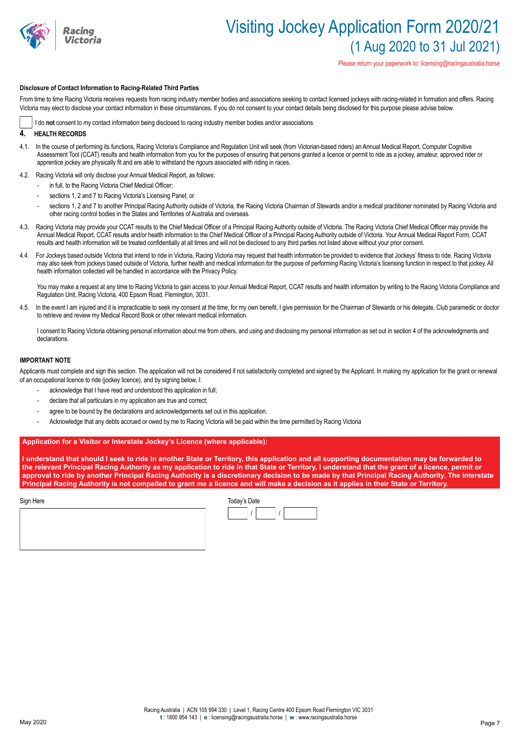# Visiting Jockey Application Form 2020/21
## (1 Aug 2020 to 31 Jul 2021)

Please return your paperwork to: licensing@racingaustralia.horse

**Disclosure of Contact Information to Racing-Related Third Parties**

From time to time Racing Victoria receives requests from racing industry member bodies and associations seeking to contact licensed jockeys with racing-related in formation and offers. Racing Victoria may elect to disclose your contact information in these circumstances. If you do not consent to your contact details being disclosed for this purpose please advise below.

☐ I do **not** consent to my contact information being disclosed to racing industry member bodies and/or associations.

### 4. HEALTH RECORDS

4.1. In the course of performing its functions, Racing Victoria's Compliance and Regulation Unit will seek (from Victorian-based riders) an Annual Medical Report, Computer Cognitive Assessment Tool (CCAT) results and health information from you for the purposes of ensuring that persons granted a licence or permit to ride as a jockey, amateur, approved rider or apprentice jockey are physically fit and are able to withstand the rigours associated with riding in races.

4.2. Racing Victoria will only disclose your Annual Medical Report, as follows:

- in full, to the Racing Victoria Chief Medical Officer;
- sections 1, 2 and 7 to Racing Victoria's Licensing Panel; or
- sections 1, 2 and 7 to another Principal Racing Authority outside of Victoria, the Racing Victoria Chairman of Stewards and/or a medical practitioner nominated by Racing Victoria and other racing control bodies in the States and Territories of Australia and overseas.

4.3. Racing Victoria may provide your CCAT results to the Chief Medical Officer of a Principal Racing Authority outside of Victoria. The Racing Victoria Chief Medical Officer may provide the Annual Medical Report, CCAT results and/or health information to the Chief Medical Officer of a Principal Racing Authority outside of Victoria. Your Annual Medical Report Form, CCAT results and health information will be treated confidentially at all times and will not be disclosed to any third parties not listed above without your prior consent.

4.4. For Jockeys based outside Victoria that intend to ride in Victoria, Racing Victoria may request that health information be provided to evidence that Jockeys' fitness to ride. Racing Victoria may also seek from jockeys based outside of Victoria, further health and medical information for the purpose of performing Racing Victoria's licensing function in respect to that jockey. All health information collected will be handled in accordance with the Privacy Policy.

You may make a request at any time to Racing Victoria to gain access to your Annual Medical Report, CCAT results and health information by writing to the Racing Victoria Compliance and Regulation Unit, Racing Victoria, 400 Epsom Road, Flemington, 3031.

4.5. In the event I am injured and it is impracticable to seek my consent at the time, for my own benefit, I give permission for the Chairman of Stewards or his delegate, Club paramedic or doctor to retrieve and review my Medical Record Book or other relevant medical information.

I consent to Racing Victoria obtaining personal information about me from others, and using and disclosing my personal information as set out in section 4 of the acknowledgments and declarations.

**IMPORTANT NOTE**

Applicants must complete and sign this section. The application will not be considered if not satisfactorily completed and signed by the Applicant. In making my application for the grant or renewal of an occupational licence to ride (jockey licence), and by signing below, I:

- acknowledge that I have read and understood this application in full;
- declare that all particulars in my application are true and correct;
- agree to be bound by the declarations and acknowledgements set out in this application.
- Acknowledge that any debts accrued or owed by me to Racing Victoria will be paid within the time permitted by Racing Victoria

**Application for a Visitor or Interstate Jockey's Licence (where applicable):**

**I understand that should I seek to ride in another State or Territory, this application and all supporting documentation may be forwarded to the relevant Principal Racing Authority as my application to ride in that State or Territory. I understand that the grant of a licence, permit or approval to ride by another Principal Racing Authority is a discretionary decision to be made by that Principal Racing Authority. The interstate Principal Racing Authority is not compelled to grant me a licence and will make a decision as it applies in their State or Territory.**

Sign Here ______________________

Today's Date ____ / ____ / ______

Racing Australia | ACN 105 994 330 | Level 1, Racing Centre 400 Epsom Road Flemington VIC 3031
**t** : 1800 954 143 | **e** : licensing@racingaustralia.horse | **w** : www.racingaustralia.horse

May 2020